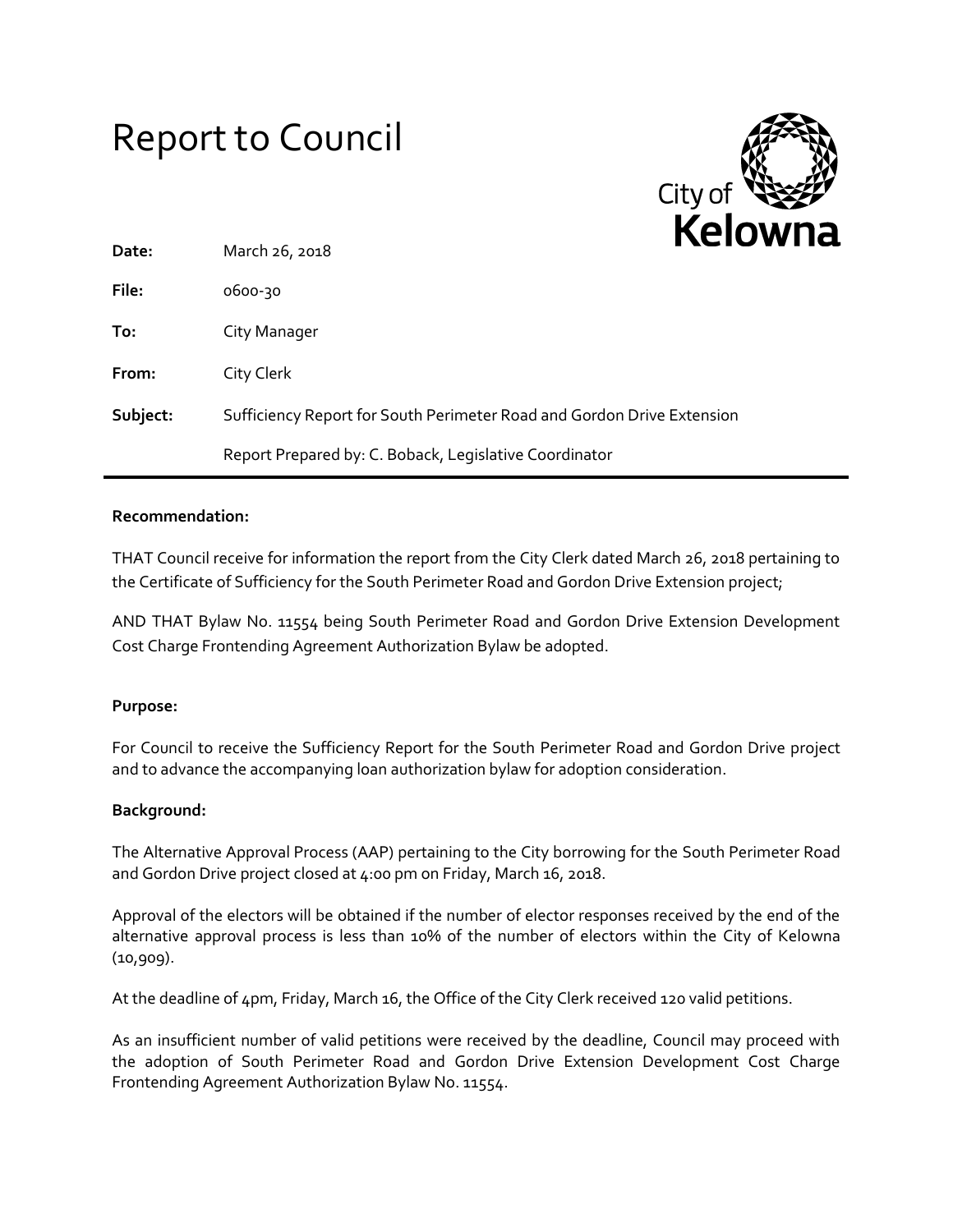# Report to Council

City of Kelowna

| | |
|---|---|
| **Date:** | March 26, 2018 |
| **File:** | 0600-30 |
| **To:** | City Manager |
| **From:** | City Clerk |
| **Subject:** | Sufficiency Report for South Perimeter Road and Gordon Drive Extension |
| | Report Prepared by: C. Boback, Legislative Coordinator |

**Recommendation:**

THAT Council receive for information the report from the City Clerk dated March 26, 2018 pertaining to the Certificate of Sufficiency for the South Perimeter Road and Gordon Drive Extension project;

AND THAT Bylaw No. 11554 being South Perimeter Road and Gordon Drive Extension Development Cost Charge Frontending Agreement Authorization Bylaw be adopted.

**Purpose:**

For Council to receive the Sufficiency Report for the South Perimeter Road and Gordon Drive project and to advance the accompanying loan authorization bylaw for adoption consideration.

**Background:**

The Alternative Approval Process (AAP) pertaining to the City borrowing for the South Perimeter Road and Gordon Drive project closed at 4:00 pm on Friday, March 16, 2018.

Approval of the electors will be obtained if the number of elector responses received by the end of the alternative approval process is less than 10% of the number of electors within the City of Kelowna (10,909).

At the deadline of 4pm, Friday, March 16, the Office of the City Clerk received 120 valid petitions.

As an insufficient number of valid petitions were received by the deadline, Council may proceed with the adoption of South Perimeter Road and Gordon Drive Extension Development Cost Charge Frontending Agreement Authorization Bylaw No. 11554.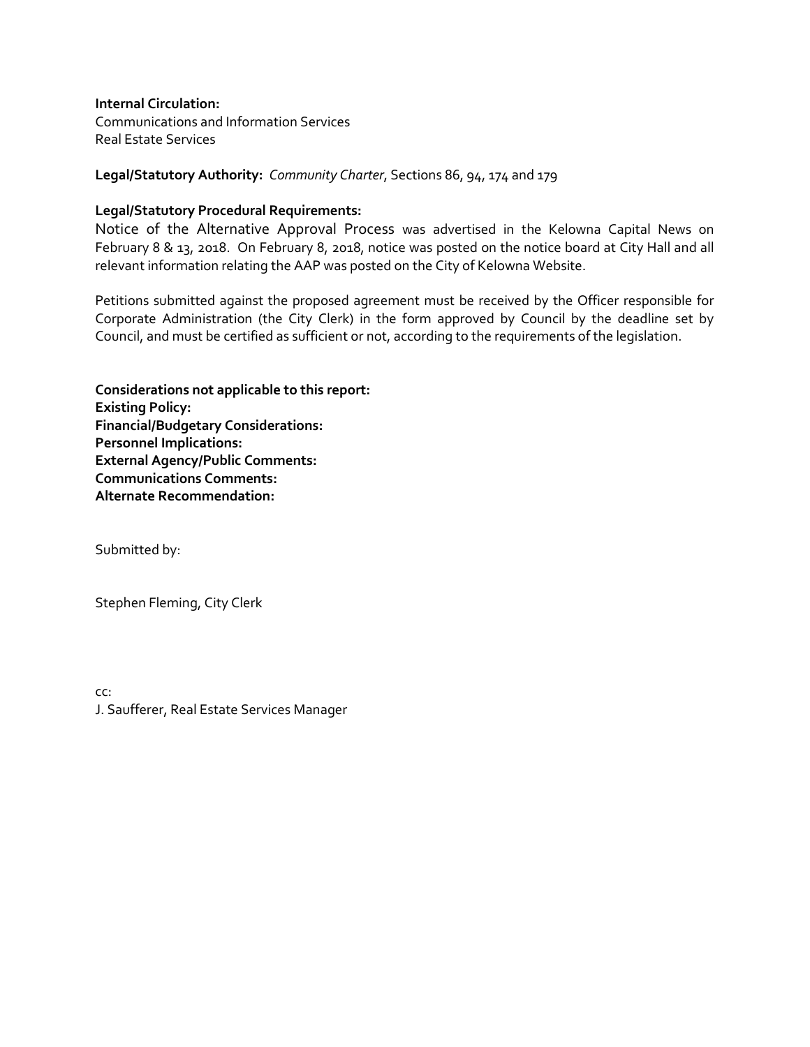**Internal Circulation:**
Communications and Information Services
Real Estate Services

**Legal/Statutory Authority:** *Community Charter*, Sections 86, 94, 174 and 179

**Legal/Statutory Procedural Requirements:**
Notice of the Alternative Approval Process was advertised in the Kelowna Capital News on February 8 & 13, 2018. On February 8, 2018, notice was posted on the notice board at City Hall and all relevant information relating the AAP was posted on the City of Kelowna Website.

Petitions submitted against the proposed agreement must be received by the Officer responsible for Corporate Administration (the City Clerk) in the form approved by Council by the deadline set by Council, and must be certified as sufficient or not, according to the requirements of the legislation.

**Considerations not applicable to this report:**
**Existing Policy:**
**Financial/Budgetary Considerations:**
**Personnel Implications:**
**External Agency/Public Comments:**
**Communications Comments:**
**Alternate Recommendation:**

Submitted by:

Stephen Fleming, City Clerk

cc:
J. Saufferer, Real Estate Services Manager